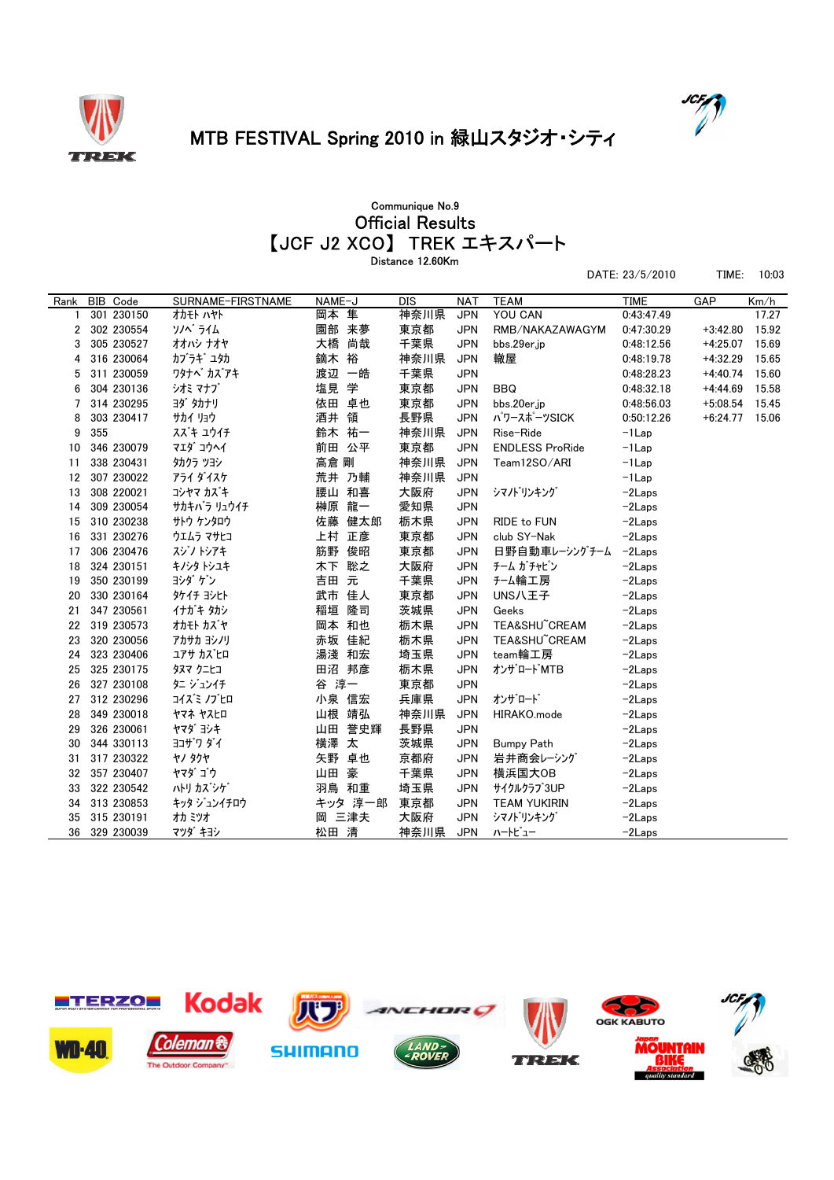# MTB FESTIVAL Spring 2010 in 緑山スタジオ･シティ

Communique No.9

## Official Results

## 【JCF J2 XCO】 TREK エキスパート

Distance 12.60Km

DATE: 23/5/2010 TIME: 10:03

| Rank | BIB | Code | SURNAME-FIRSTNAME | NAME-J | DIS | NAT | TEAM | TIME | GAP | Km/h |
|---|---|---|---|---|---|---|---|---|---|---|
| 1 | 301 | 230150 | ｵｶﾓﾄ ﾊﾔﾄ | 岡本 隼 | 神奈川県 | JPN | YOU CAN | 0:43:47.49 | | 17.27 |
| 2 | 302 | 230554 | ｿﾉﾍﾞ ﾗｲﾑ | 園部 来夢 | 東京都 | JPN | RMB/NAKAZAWAGYM | 0:47:30.29 | +3:42.80 | 15.92 |
| 3 | 305 | 230527 | ｵｵﾊｼ ﾅｵﾔ | 大橋 尚哉 | 千葉県 | JPN | bbs.29er.jp | 0:48:12.56 | +4:25.07 | 15.69 |
| 4 | 316 | 230064 | ｶﾌﾞﾗｷﾞ ﾕﾀｶ | 鏑木 裕 | 神奈川県 | JPN | 轍屋 | 0:48:19.78 | +4:32.29 | 15.65 |
| 5 | 311 | 230059 | ﾜﾀﾅﾍﾞ ｶｽﾞｱｷ | 渡辺 一皓 | 千葉県 | JPN | | 0:48:28.23 | +4:40.74 | 15.60 |
| 6 | 304 | 230136 | ｼｵﾐ ﾏﾅﾌﾞ | 塩見 学 | 東京都 | JPN | BBQ | 0:48:32.18 | +4:44.69 | 15.58 |
| 7 | 314 | 230295 | ﾖﾀﾞ ﾀｶﾅﾘ | 依田 卓也 | 東京都 | JPN | bbs.20er.jp | 0:48:56.03 | +5:08.54 | 15.45 |
| 8 | 303 | 230417 | ｻｶｲ ﾘｮｳ | 酒井 領 | 長野県 | JPN | ﾊﾟﾜｰｽﾎﾟｰﾂSICK | 0:50:12.26 | +6:24.77 | 15.06 |
| 9 | 355 | | ｽｽﾞｷ ﾕｳｲﾁ | 鈴木 祐一 | 神奈川県 | JPN | Rise-Ride | -1Lap | | |
| 10 | 346 | 230079 | ﾏｴﾀﾞ ｺｳﾍｲ | 前田 公平 | 東京都 | JPN | ENDLESS ProRide | -1Lap | | |
| 11 | 338 | 230431 | ﾀｶｸﾗ ﾂﾖｼ | 高倉 剛 | 神奈川県 | JPN | Team12SO/ARI | -1Lap | | |
| 12 | 307 | 230022 | ｱﾗｲ ﾀﾞｲｽｹ | 荒井 乃輔 | 神奈川県 | JPN | | -1Lap | | |
| 13 | 308 | 220021 | ｺｼﾔﾏ ｶｽﾞｷ | 腰山 和喜 | 大阪府 | JPN | ｼﾏﾉﾄﾞﾘﾝｷﾝｸﾞ | -2Laps | | |
| 14 | 309 | 230054 | ｻｶｷﾊﾞﾗ ﾘｭｳｲﾁ | 榊原 龍一 | 愛知県 | JPN | | -2Laps | | |
| 15 | 310 | 230238 | ｻﾄｳ ｹﾝﾀﾛｳ | 佐藤 健太郎 | 栃木県 | JPN | RIDE to FUN | -2Laps | | |
| 16 | 331 | 230276 | ｳｴﾑﾗ ﾏｻﾋｺ | 上村 正彦 | 東京都 | JPN | club SY-Nak | -2Laps | | |
| 17 | 306 | 230476 | ｽｼﾞﾉ ﾄｼｱｷ | 筋野 俊昭 | 東京都 | JPN | 日野自動車ﾚｰｼﾝｸﾞﾁｰﾑ | -2Laps | | |
| 18 | 324 | 230151 | ｷﾉｼﾀ ﾄｼﾕｷ | 木下 聡之 | 大阪府 | JPN | ﾁｰﾑ ｶﾞﾁｬﾋﾟﾝ | -2Laps | | |
| 19 | 350 | 230199 | ﾖｼﾀﾞ ｹﾞﾝ | 吉田 元 | 千葉県 | JPN | ﾁｰﾑ輪工房 | -2Laps | | |
| 20 | 330 | 230164 | ﾀｹｲﾁ ﾖｼﾋﾄ | 武市 佳人 | 東京都 | JPN | UNS八王子 | -2Laps | | |
| 21 | 347 | 230561 | ｲﾅｶﾞｷ ﾀｶｼ | 稲垣 隆司 | 茨城県 | JPN | Geeks | -2Laps | | |
| 22 | 319 | 230573 | ｵｶﾓﾄ ｶｽﾞﾔ | 岡本 和也 | 栃木県 | JPN | TEA&SHU~CREAM | -2Laps | | |
| 23 | 320 | 230056 | ｱｶｻｶ ﾖｼﾉﾘ | 赤坂 佳紀 | 栃木県 | JPN | TEA&SHU~CREAM | -2Laps | | |
| 24 | 323 | 230406 | ﾕｱｻ ｶｽﾞﾋﾛ | 湯淺 和宏 | 埼玉県 | JPN | team輪工房 | -2Laps | | |
| 25 | 325 | 230175 | ﾀﾇﾏ ｸﾆﾋｺ | 田沼 邦彦 | 栃木県 | JPN | ｵﾝｻﾞﾛｰﾄﾞMTB | -2Laps | | |
| 26 | 327 | 230108 | ﾀﾆ ｼﾞｭﾝｲﾁ | 谷 淳一 | 東京都 | JPN | | -2Laps | | |
| 27 | 312 | 230296 | ｺｲｽﾞﾐ ﾉﾌﾞﾋﾛ | 小泉 信宏 | 兵庫県 | JPN | ｵﾝｻﾞﾛｰﾄﾞ | -2Laps | | |
| 28 | 349 | 230018 | ﾔﾏﾈ ﾔｽﾋﾛ | 山根 靖弘 | 神奈川県 | JPN | HIRAKO.mode | -2Laps | | |
| 29 | 326 | 230061 | ﾔﾏﾀﾞ ﾖｼｷ | 山田 誉史輝 | 長野県 | JPN | | -2Laps | | |
| 30 | 344 | 330113 | ﾖｺｻﾞﾜ ﾀﾞｲ | 横澤 太 | 茨城県 | JPN | Bumpy Path | -2Laps | | |
| 31 | 317 | 230322 | ﾔﾉ ﾀｸﾔ | 矢野 卓也 | 京都府 | JPN | 岩井商会ﾚｰｼﾝｸﾞ | -2Laps | | |
| 32 | 357 | 230407 | ﾔﾏﾀﾞ ｺﾞｳ | 山田 豪 | 千葉県 | JPN | 横浜国大OB | -2Laps | | |
| 33 | 322 | 230542 | ﾊﾄﾘ ｶｽﾞｼｹﾞ | 羽鳥 和重 | 埼玉県 | JPN | ｻｲｸﾙｸﾗﾌﾞ3UP | -2Laps | | |
| 34 | 313 | 230853 | ｷｯﾀ ｼﾞｭﾝｲﾁﾛｳ | キッタ 淳一郎 | 東京都 | JPN | TEAM YUKIRIN | -2Laps | | |
| 35 | 315 | 230191 | ｵｶ ﾐﾂｵ | 岡 三津夫 | 大阪府 | JPN | ｼﾏﾉﾄﾞﾘﾝｷﾝｸﾞ | -2Laps | | |
| 36 | 329 | 230039 | ﾏﾂﾀﾞ ｷﾖｼ | 松田 清 | 神奈川県 | JPN | ﾊｰﾄﾋﾞｭｰ | -2Laps | | |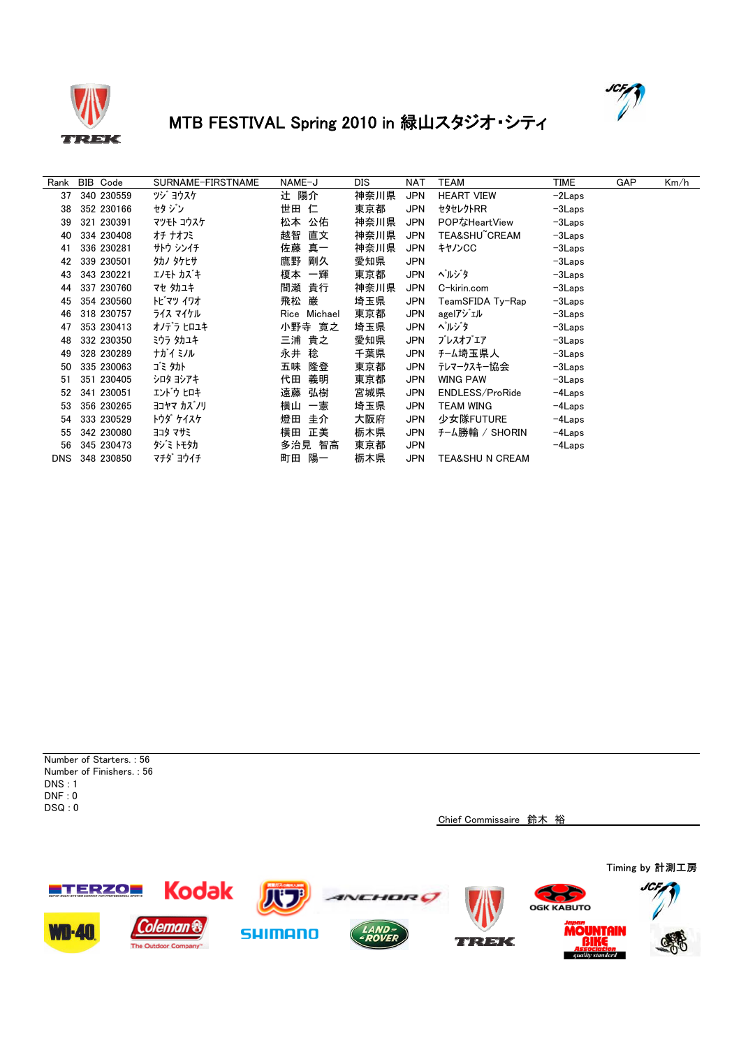# MTB FESTIVAL Spring 2010 in 緑山スタジオ・シティ

| Rank | BIB | Code | SURNAME-FIRSTNAME | NAME-J | DIS | NAT | TEAM | TIME | GAP | Km/h |
|---|---|---|---|---|---|---|---|---|---|---|
| 37 | 340 | 230559 | ﾂｼﾞ ﾖｳｽｹ | 辻 陽介 | 神奈川県 | JPN | HEART VIEW | -2Laps | | |
| 38 | 352 | 230166 | ｾﾀ ｼﾞﾝ | 世田 仁 | 東京都 | JPN | ｾﾀｾﾚｸﾄRR | -3Laps | | |
| 39 | 321 | 230391 | ﾏﾂﾓﾄ ｺｳｽｹ | 松本 公佑 | 神奈川県 | JPN | POPなHeartView | -3Laps | | |
| 40 | 334 | 230408 | ｵﾁ ﾅｵﾌﾐ | 越智 直文 | 神奈川県 | JPN | TEA&SHU˜CREAM | -3Laps | | |
| 41 | 336 | 230281 | ｻﾄｳ ｼﾝｲﾁ | 佐藤 真一 | 神奈川県 | JPN | ｷﾔﾉﾝCC | -3Laps | | |
| 42 | 339 | 230501 | ﾀｶﾉ ﾀｹﾋｻ | 鷹野 剛久 | 愛知県 | JPN | | -3Laps | | |
| 43 | 343 | 230221 | ｴﾉﾓﾄ ｶｽﾞｷ | 榎本 一輝 | 東京都 | JPN | ﾍﾟﾙｼﾞﾀ | -3Laps | | |
| 44 | 337 | 230760 | ﾏｾ ﾀｶﾕｷ | 間瀬 貴行 | 神奈川県 | JPN | C-kirin.com | -3Laps | | |
| 45 | 354 | 230560 | ﾄﾋﾞﾏﾂ ｲﾜｵ | 飛松 巌 | 埼玉県 | JPN | TeamSFIDA Ty-Rap | -3Laps | | |
| 46 | 318 | 230757 | ﾗｲｽ ﾏｲｹﾙ | Rice Michael | 東京都 | JPN | agelｱｼﾞｴﾙ | -3Laps | | |
| 47 | 353 | 230413 | ｵﾉﾃﾞﾗ ﾋﾛﾕｷ | 小野寺 寛之 | 埼玉県 | JPN | ﾍﾟﾙｼﾞﾀ | -3Laps | | |
| 48 | 332 | 230350 | ﾐｳﾗ ﾀｶﾕｷ | 三浦 貴之 | 愛知県 | JPN | ﾌﾟﾚｽｵﾌﾞｴｱ | -3Laps | | |
| 49 | 328 | 230289 | ﾅｶﾞｲ ﾐﾉﾙ | 永井 稔 | 千葉県 | JPN | ﾁｰﾑ埼玉県人 | -3Laps | | |
| 50 | 335 | 230063 | ｺﾞﾐ ﾀｶﾄ | 五味 隆登 | 東京都 | JPN | ﾃﾚﾏｰｸｽｷｰ協会 | -3Laps | | |
| 51 | 351 | 230405 | ｼﾛﾀ ﾖｼｱｷ | 代田 義明 | 東京都 | JPN | WING PAW | -3Laps | | |
| 52 | 341 | 230051 | ｴﾝﾄﾞｳ ﾋﾛｷ | 遠藤 弘樹 | 宮城県 | JPN | ENDLESS/ProRide | -4Laps | | |
| 53 | 356 | 230265 | ﾖｺﾔﾏ ｶｽﾞﾉﾘ | 横山 一憲 | 埼玉県 | JPN | TEAM WING | -4Laps | | |
| 54 | 333 | 230529 | ﾄｳﾀﾞ ｹｲｽｹ | 燈田 圭介 | 大阪府 | JPN | 少女隊FUTURE | -4Laps | | |
| 55 | 342 | 230080 | ﾖｺﾀ ﾏｻﾐ | 横田 正美 | 栃木県 | JPN | ﾁｰﾑ勝輪 / SHORIN | -4Laps | | |
| 56 | 345 | 230473 | ﾀｼﾞﾐ ﾄﾓﾀｶ | 多治見 智高 | 東京都 | JPN | | -4Laps | | |
| DNS | 348 | 230850 | ﾏﾁﾀﾞ ﾖｳｲﾁ | 町田 陽一 | 栃木県 | JPN | TEA&SHU N CREAM | | | |

Number of Starters. : 56
Number of Finishers. : 56
DNS : 1
DNF : 0
DSQ : 0

Chief Commissaire 鈴木 裕

Timing by 計測工房